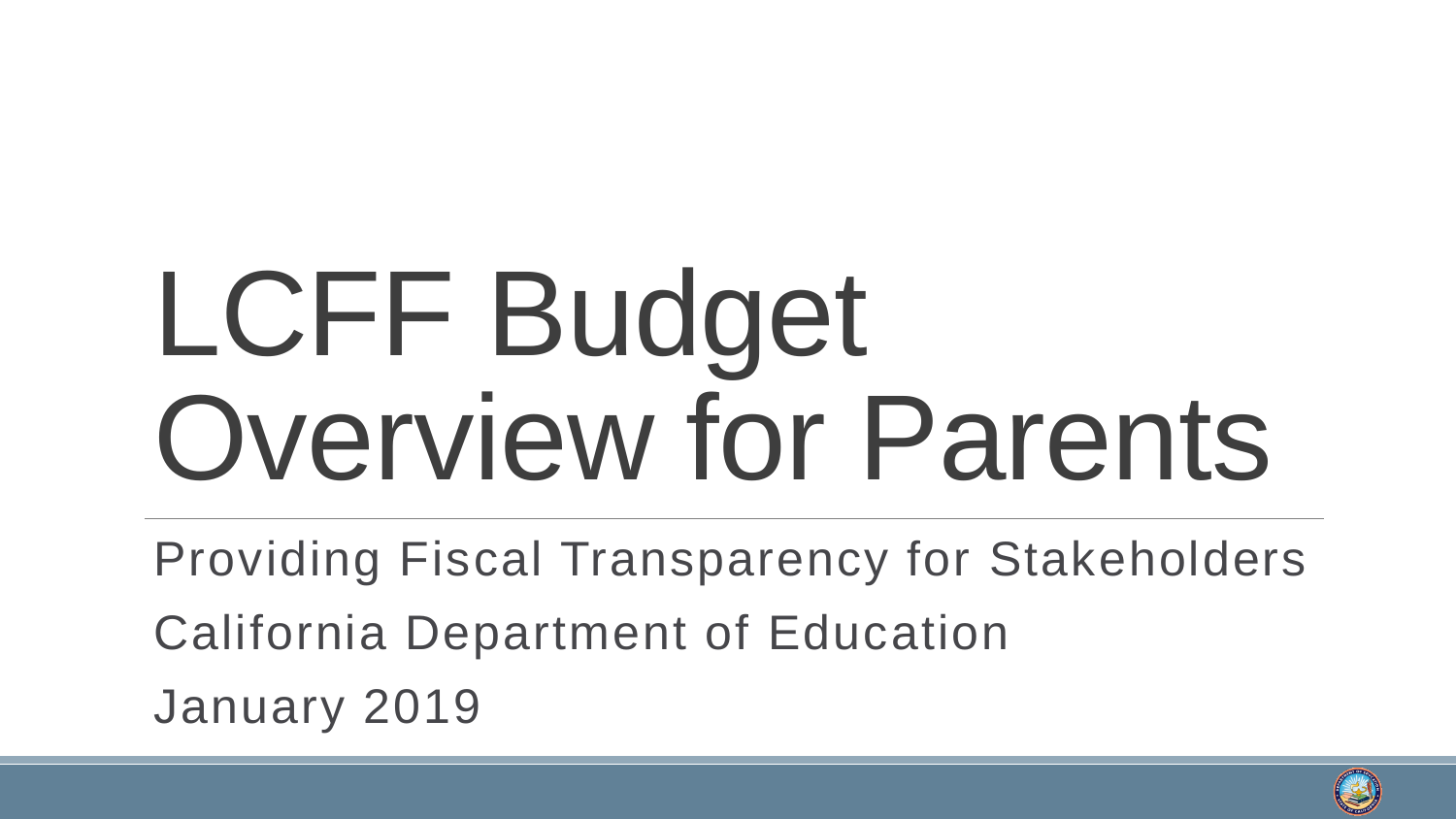# LCFF Budget Overview for Parents

Providing Fiscal Transparency for Stakeholders

California Department of Education

January 2019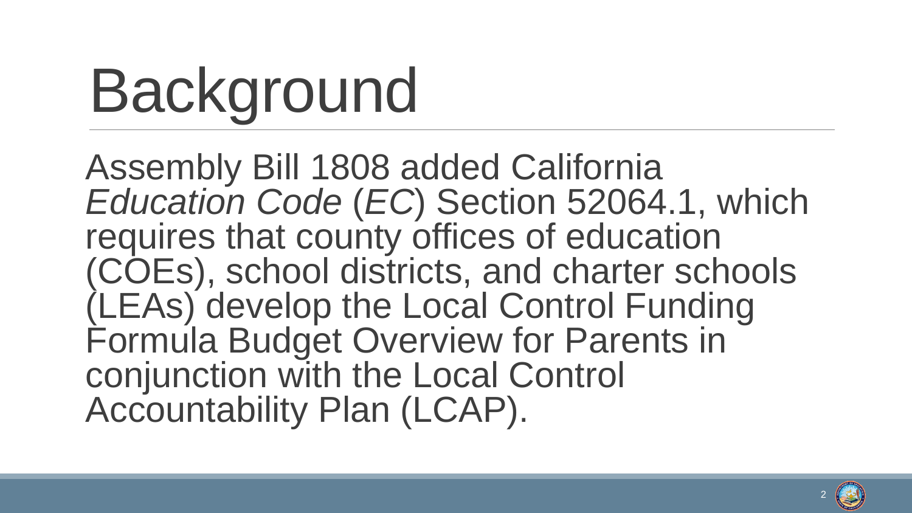# Background

Assembly Bill 1808 added California *Education Code* (*EC*) Section 52064.1, which requires that county offices of education (COEs), school districts, and charter schools (LEAs) develop the Local Control Funding Formula Budget Overview for Parents in conjunction with the Local Control Accountability Plan (LCAP).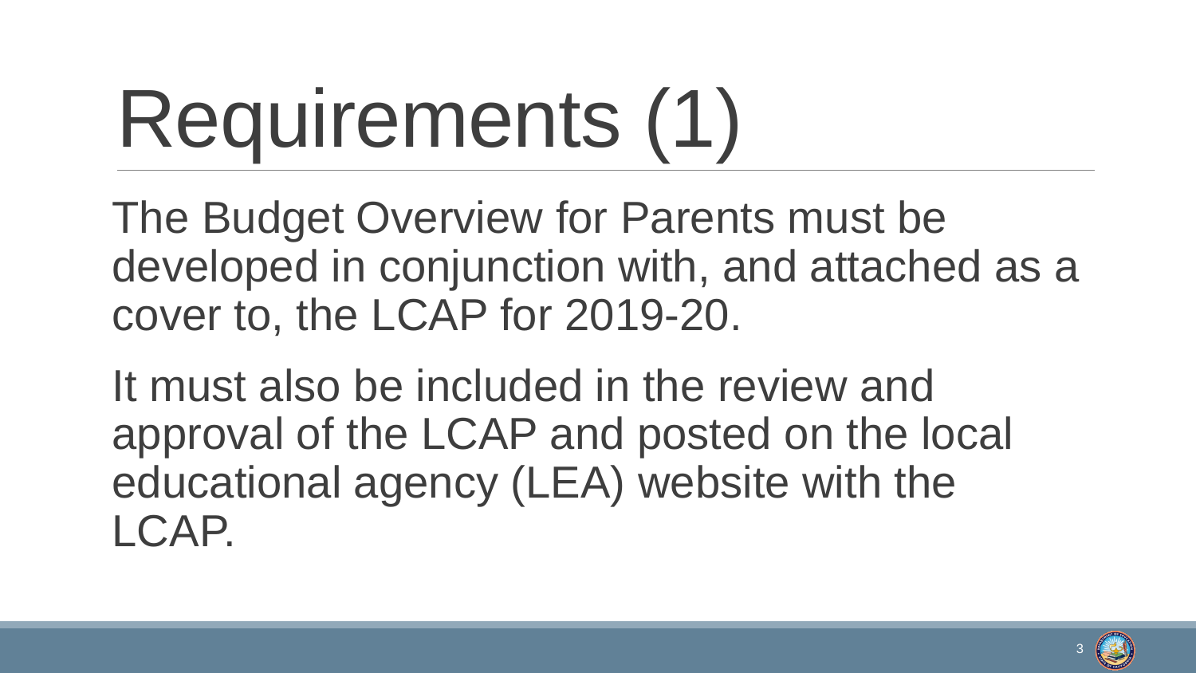# Requirements (1)

The Budget Overview for Parents must be developed in conjunction with, and attached as a cover to, the LCAP for 2019-20.

It must also be included in the review and approval of the LCAP and posted on the local educational agency (LEA) website with the LCAP.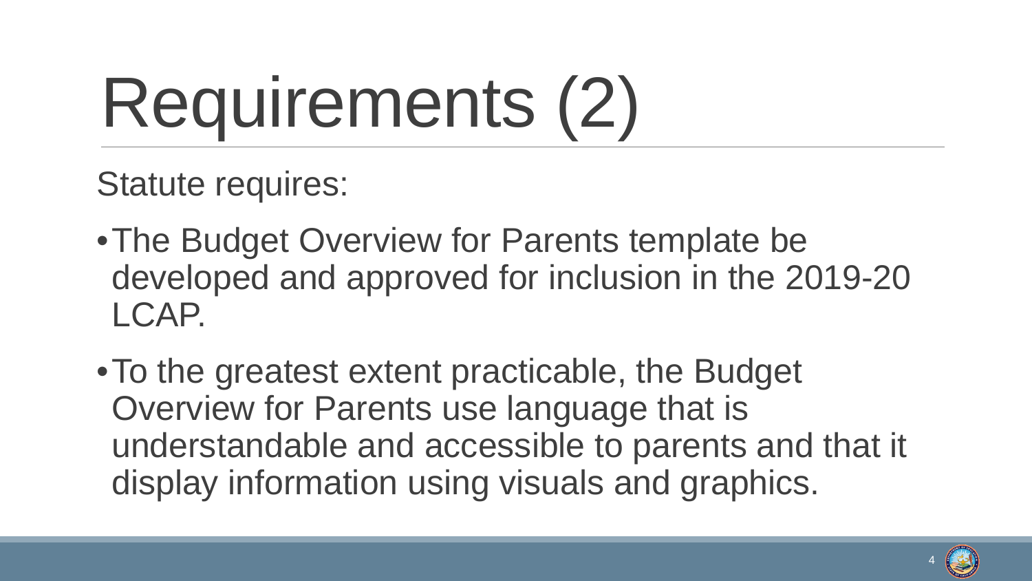# Requirements (2)

Statute requires:

- The Budget Overview for Parents template be developed and approved for inclusion in the 2019-20 LCAP.
- To the greatest extent practicable, the Budget Overview for Parents use language that is understandable and accessible to parents and that it display information using visuals and graphics.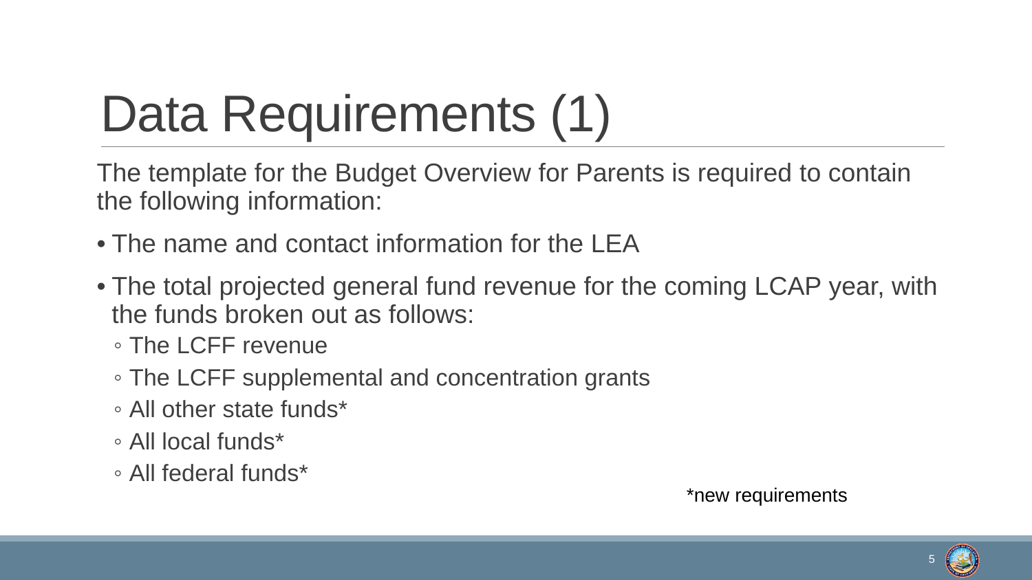# Data Requirements (1)

The template for the Budget Overview for Parents is required to contain the following information:

- The name and contact information for the LEA
- The total projected general fund revenue for the coming LCAP year, with the funds broken out as follows:
  - The LCFF revenue
  - The LCFF supplemental and concentration grants
  - All other state funds*
  - All local funds*
  - All federal funds*

*new requirements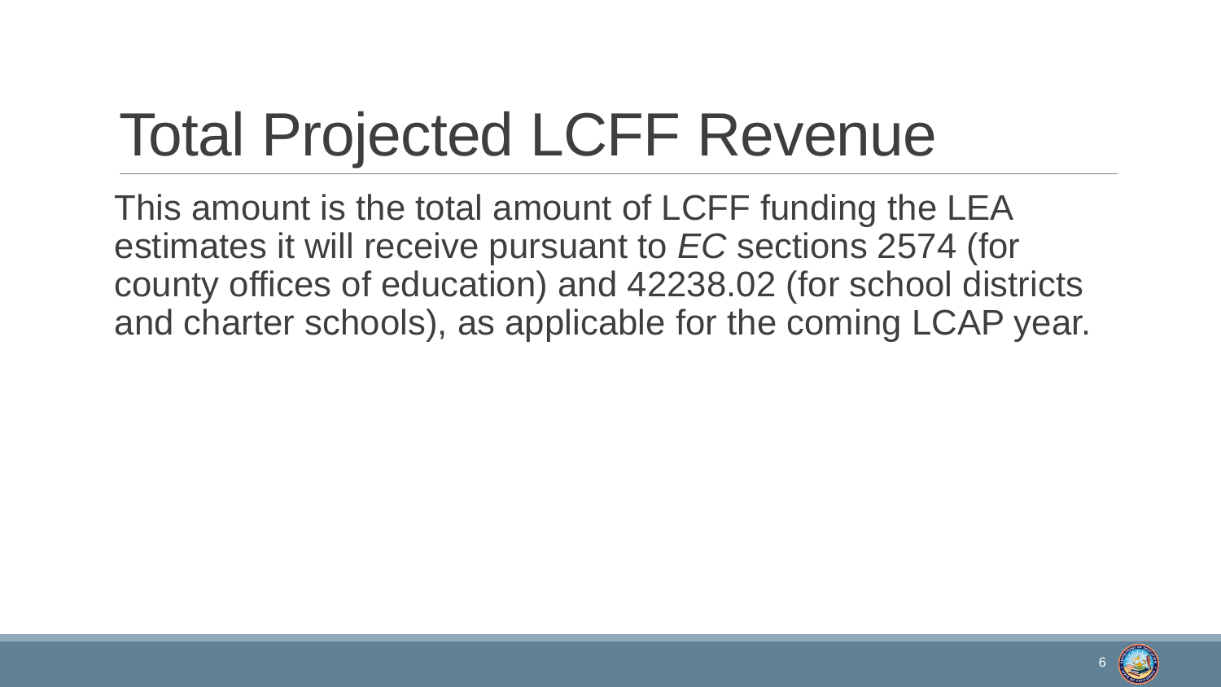# Total Projected LCFF Revenue

This amount is the total amount of LCFF funding the LEA estimates it will receive pursuant to *EC* sections 2574 (for county offices of education) and 42238.02 (for school districts and charter schools), as applicable for the coming LCAP year.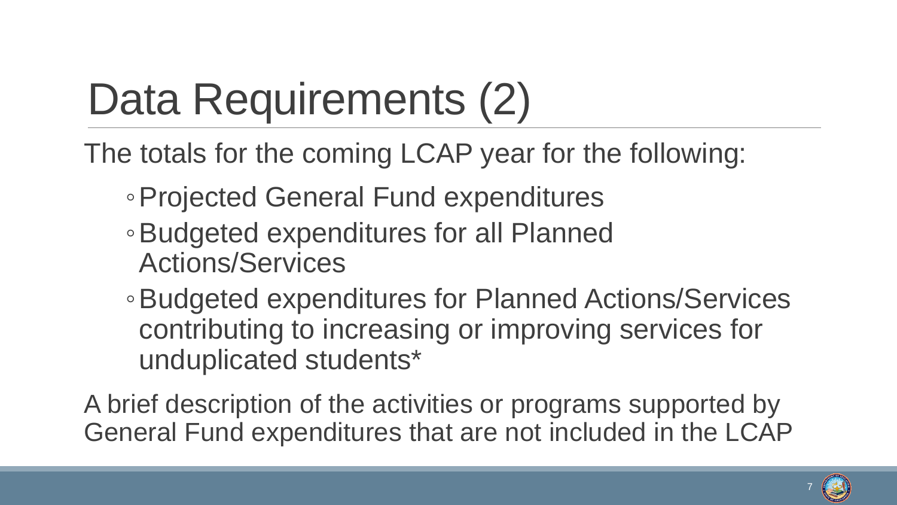# Data Requirements (2)

The totals for the coming LCAP year for the following:

- Projected General Fund expenditures
- Budgeted expenditures for all Planned Actions/Services
- Budgeted expenditures for Planned Actions/Services contributing to increasing or improving services for unduplicated students*

A brief description of the activities or programs supported by General Fund expenditures that are not included in the LCAP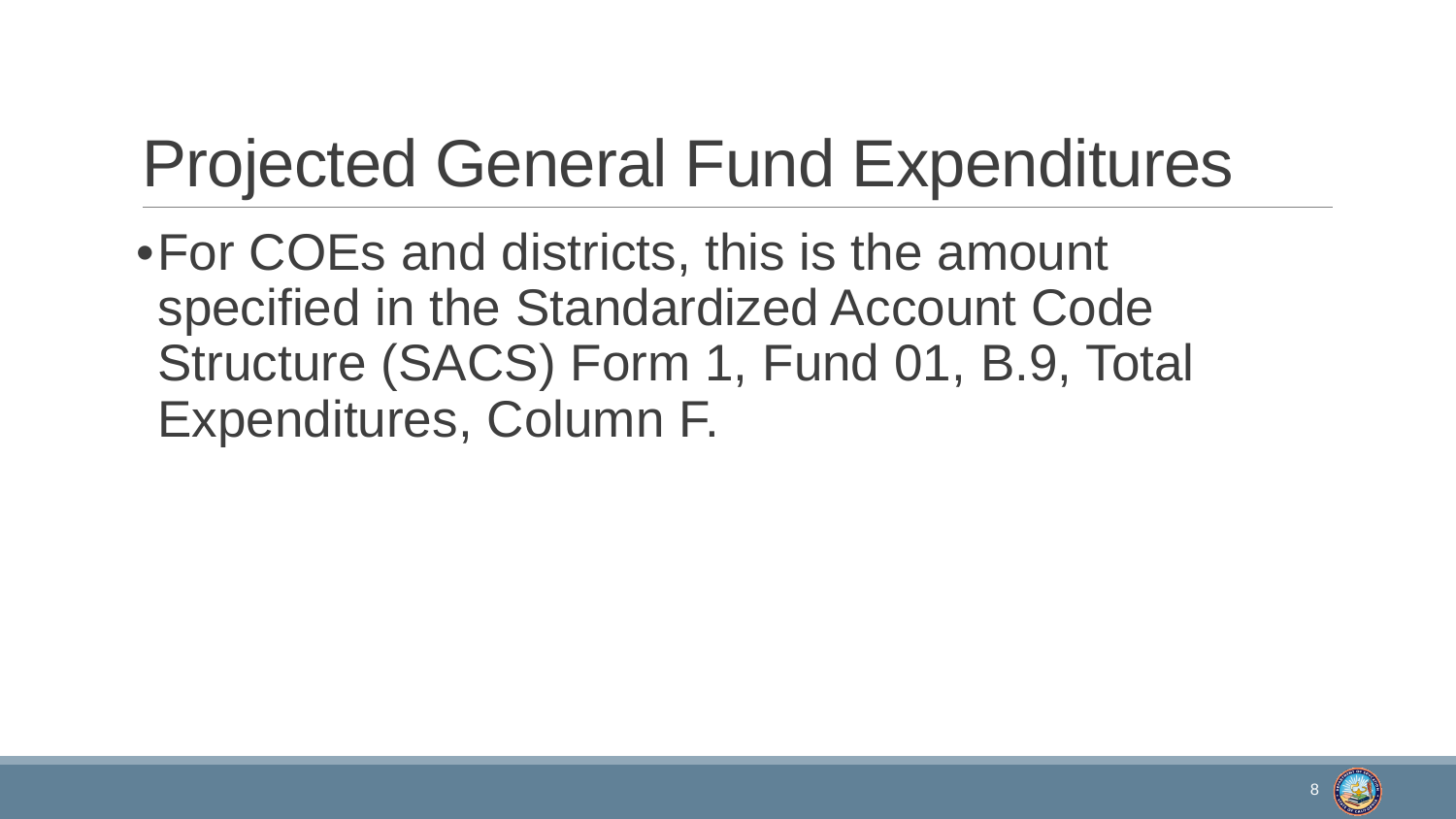# Projected General Fund Expenditures

- For COEs and districts, this is the amount specified in the Standardized Account Code Structure (SACS) Form 1, Fund 01, B.9, Total Expenditures, Column F.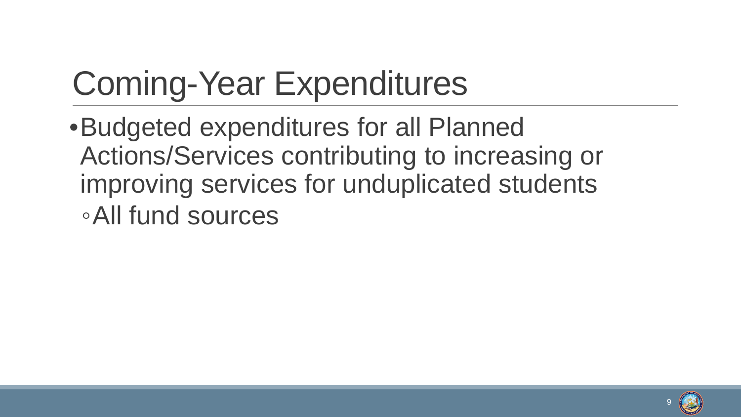# Coming-Year Expenditures

- Budgeted expenditures for all Planned Actions/Services contributing to increasing or improving services for unduplicated students
  - All fund sources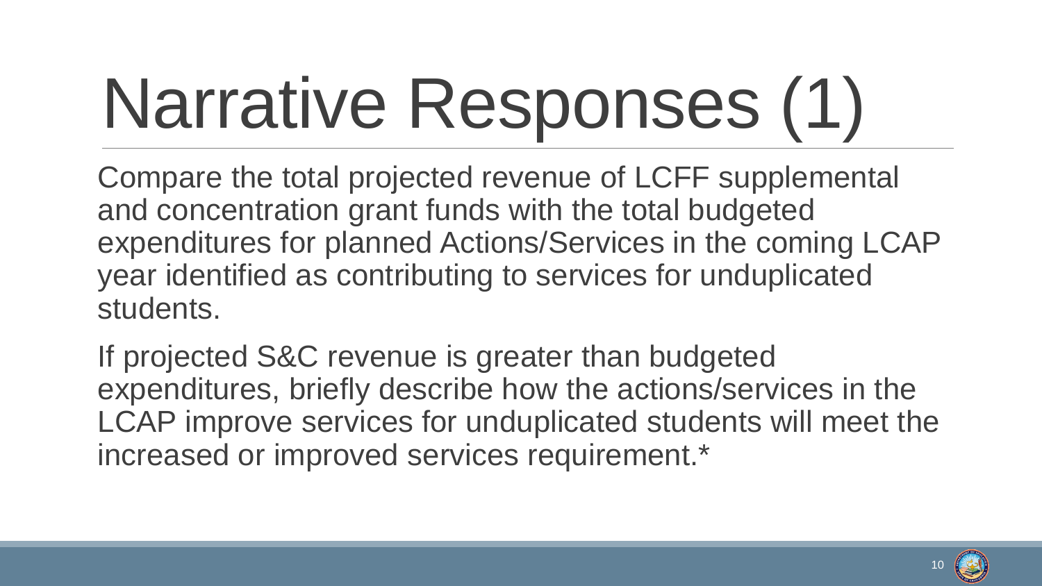# Narrative Responses (1)

Compare the total projected revenue of LCFF supplemental and concentration grant funds with the total budgeted expenditures for planned Actions/Services in the coming LCAP year identified as contributing to services for unduplicated students.

If projected S&C revenue is greater than budgeted expenditures, briefly describe how the actions/services in the LCAP improve services for unduplicated students will meet the increased or improved services requirement.*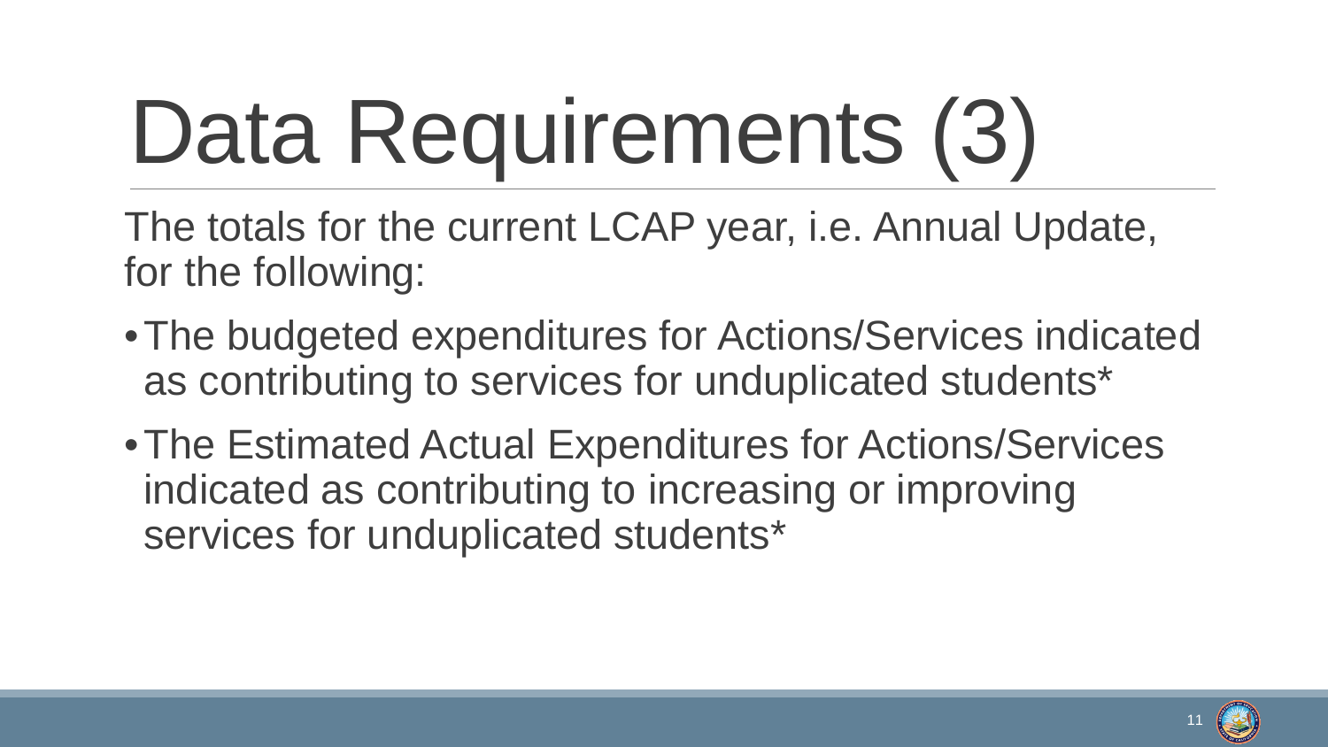# Data Requirements (3)

The totals for the current LCAP year, i.e. Annual Update, for the following:

- The budgeted expenditures for Actions/Services indicated as contributing to services for unduplicated students*
- The Estimated Actual Expenditures for Actions/Services indicated as contributing to increasing or improving services for unduplicated students*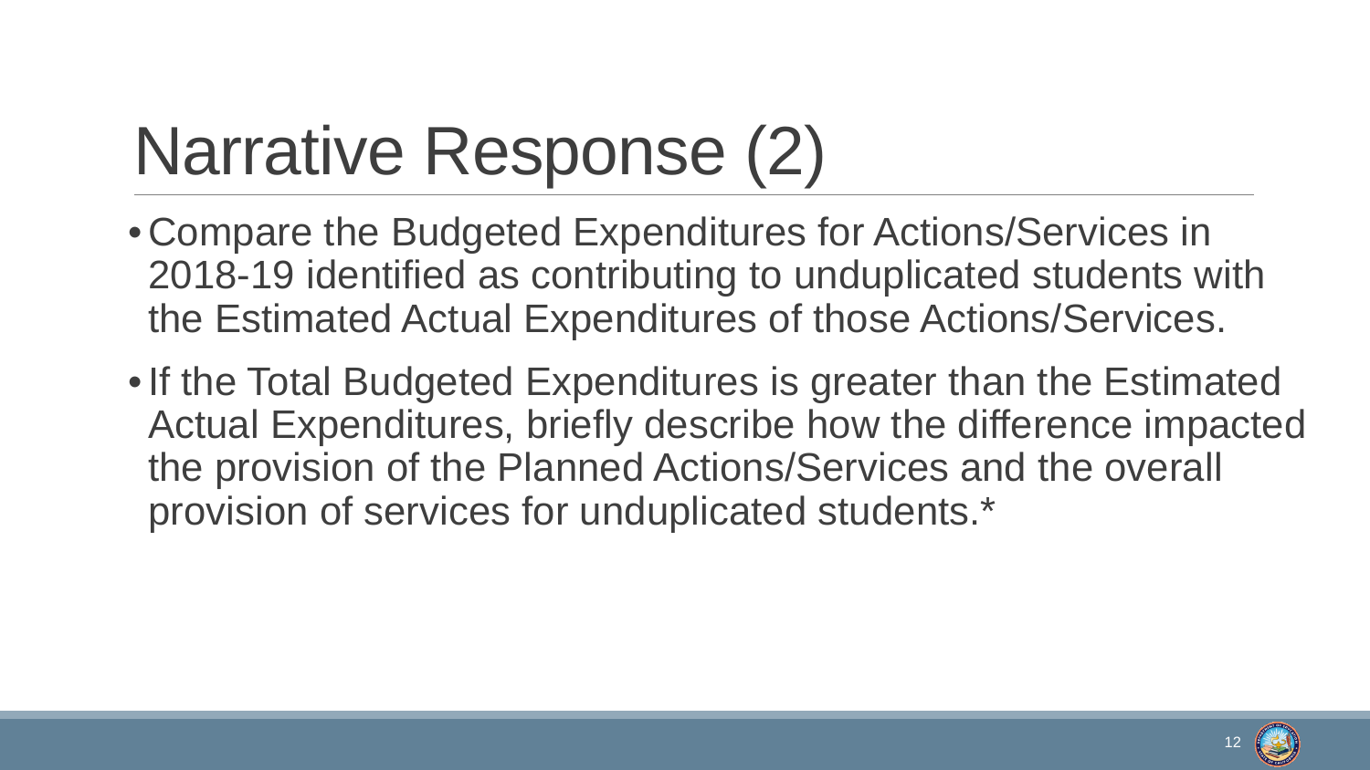# Narrative Response (2)

- Compare the Budgeted Expenditures for Actions/Services in 2018-19 identified as contributing to unduplicated students with the Estimated Actual Expenditures of those Actions/Services.
- If the Total Budgeted Expenditures is greater than the Estimated Actual Expenditures, briefly describe how the difference impacted the provision of the Planned Actions/Services and the overall provision of services for unduplicated students.*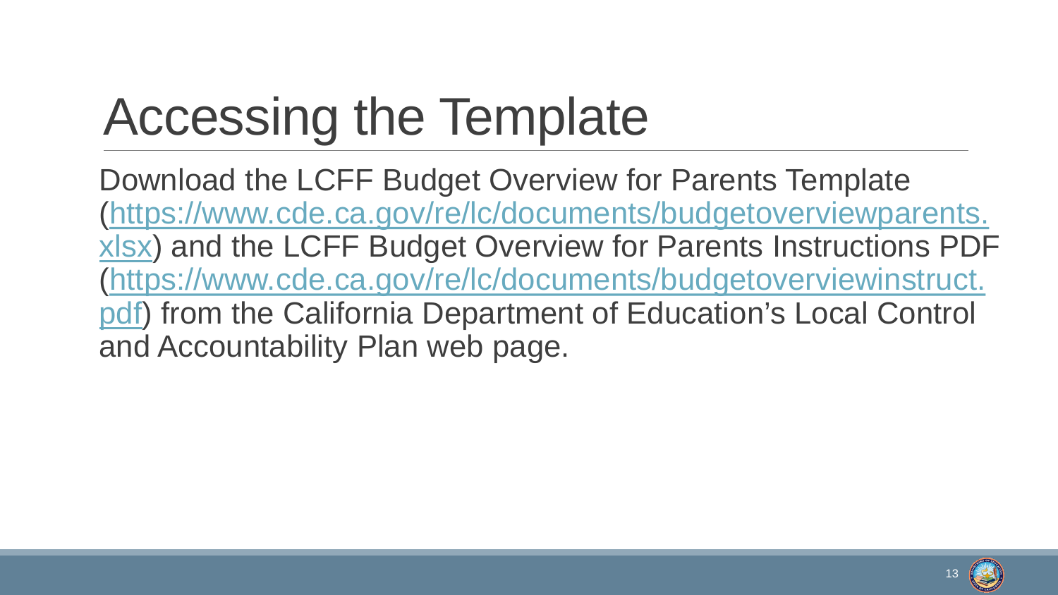# Accessing the Template

Download the LCFF Budget Overview for Parents Template (https://www.cde.ca.gov/re/lc/documents/budgetoverviewparents.xlsx) and the LCFF Budget Overview for Parents Instructions PDF (https://www.cde.ca.gov/re/lc/documents/budgetoverviewinstruct.pdf) from the California Department of Education's Local Control and Accountability Plan web page.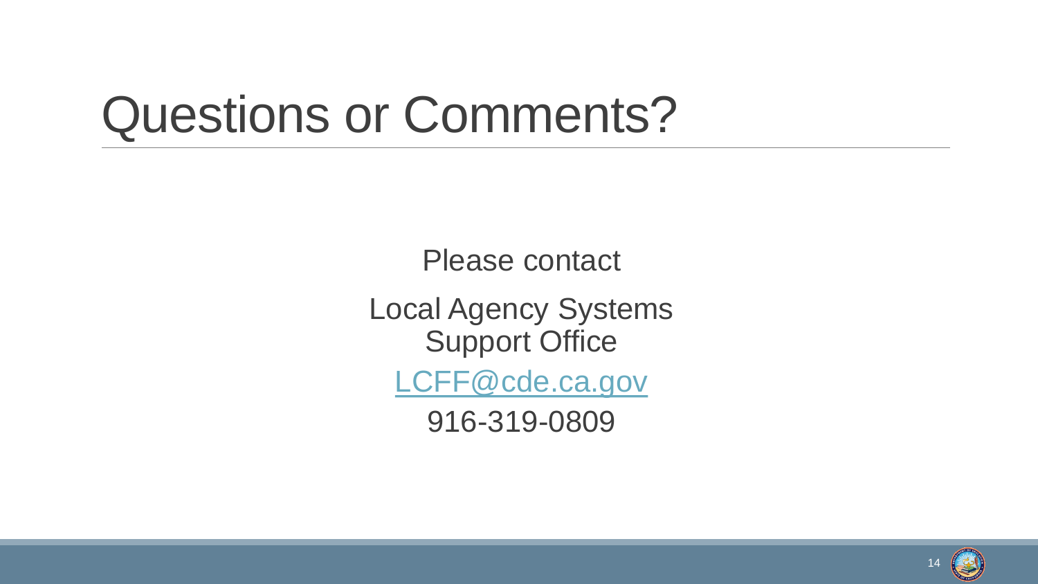# Questions or Comments?

Please contact

Local Agency Systems Support Office

LCFF@cde.ca.gov

916-319-0809